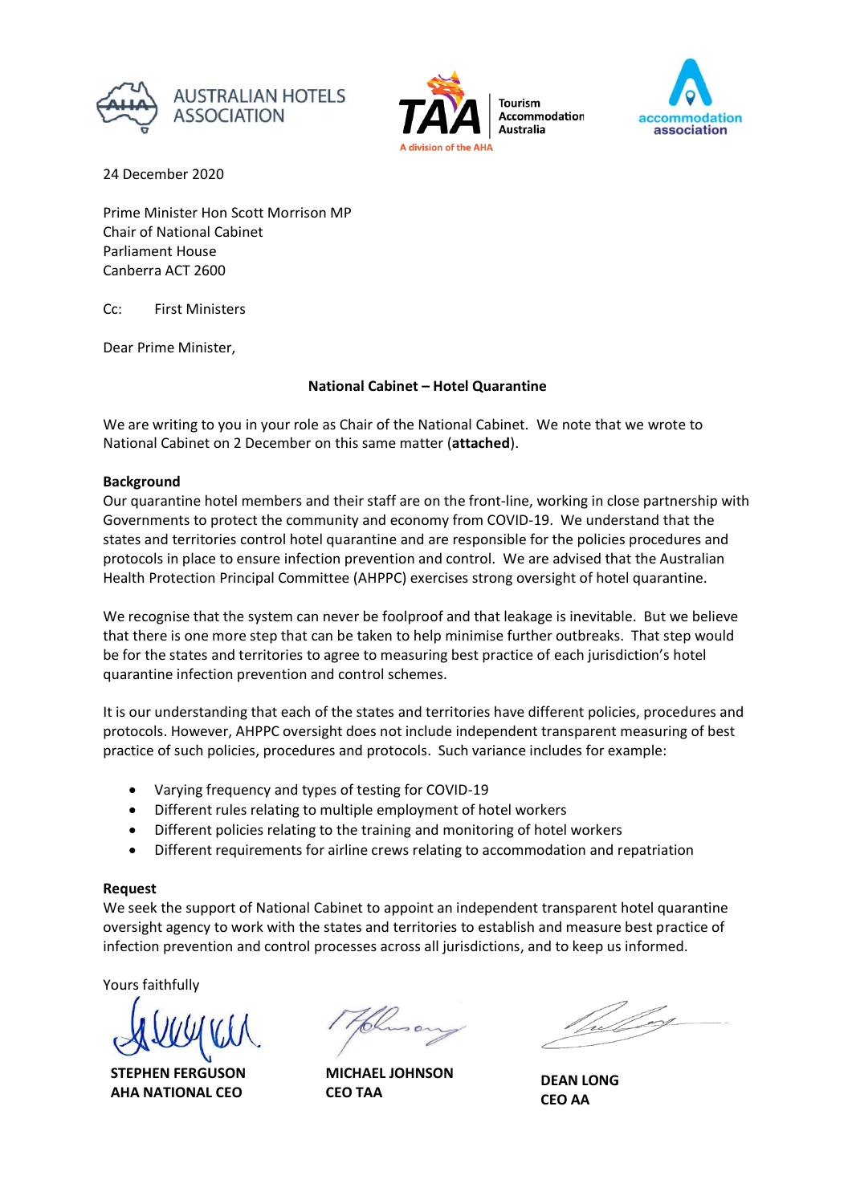AUSTRALIAN HOTELS ASSOCIATION

Tourism Accommodation Australia
A division of the AHA

accommodation association

24 December 2020

Prime Minister Hon Scott Morrison MP
Chair of National Cabinet
Parliament House
Canberra ACT 2600

Cc: First Ministers

Dear Prime Minister,

**National Cabinet – Hotel Quarantine**

We are writing to you in your role as Chair of the National Cabinet. We note that we wrote to National Cabinet on 2 December on this same matter (**attached**).

**Background**

Our quarantine hotel members and their staff are on the front-line, working in close partnership with Governments to protect the community and economy from COVID-19. We understand that the states and territories control hotel quarantine and are responsible for the policies procedures and protocols in place to ensure infection prevention and control. We are advised that the Australian Health Protection Principal Committee (AHPPC) exercises strong oversight of hotel quarantine.

We recognise that the system can never be foolproof and that leakage is inevitable. But we believe that there is one more step that can be taken to help minimise further outbreaks. That step would be for the states and territories to agree to measuring best practice of each jurisdiction's hotel quarantine infection prevention and control schemes.

It is our understanding that each of the states and territories have different policies, procedures and protocols. However, AHPPC oversight does not include independent transparent measuring of best practice of such policies, procedures and protocols. Such variance includes for example:

- Varying frequency and types of testing for COVID-19
- Different rules relating to multiple employment of hotel workers
- Different policies relating to the training and monitoring of hotel workers
- Different requirements for airline crews relating to accommodation and repatriation

**Request**

We seek the support of National Cabinet to appoint an independent transparent hotel quarantine oversight agency to work with the states and territories to establish and measure best practice of infection prevention and control processes across all jurisdictions, and to keep us informed.

Yours faithfully

**STEPHEN FERGUSON**
**AHA NATIONAL CEO**

**MICHAEL JOHNSON**
**CEO TAA**

**DEAN LONG**
**CEO AA**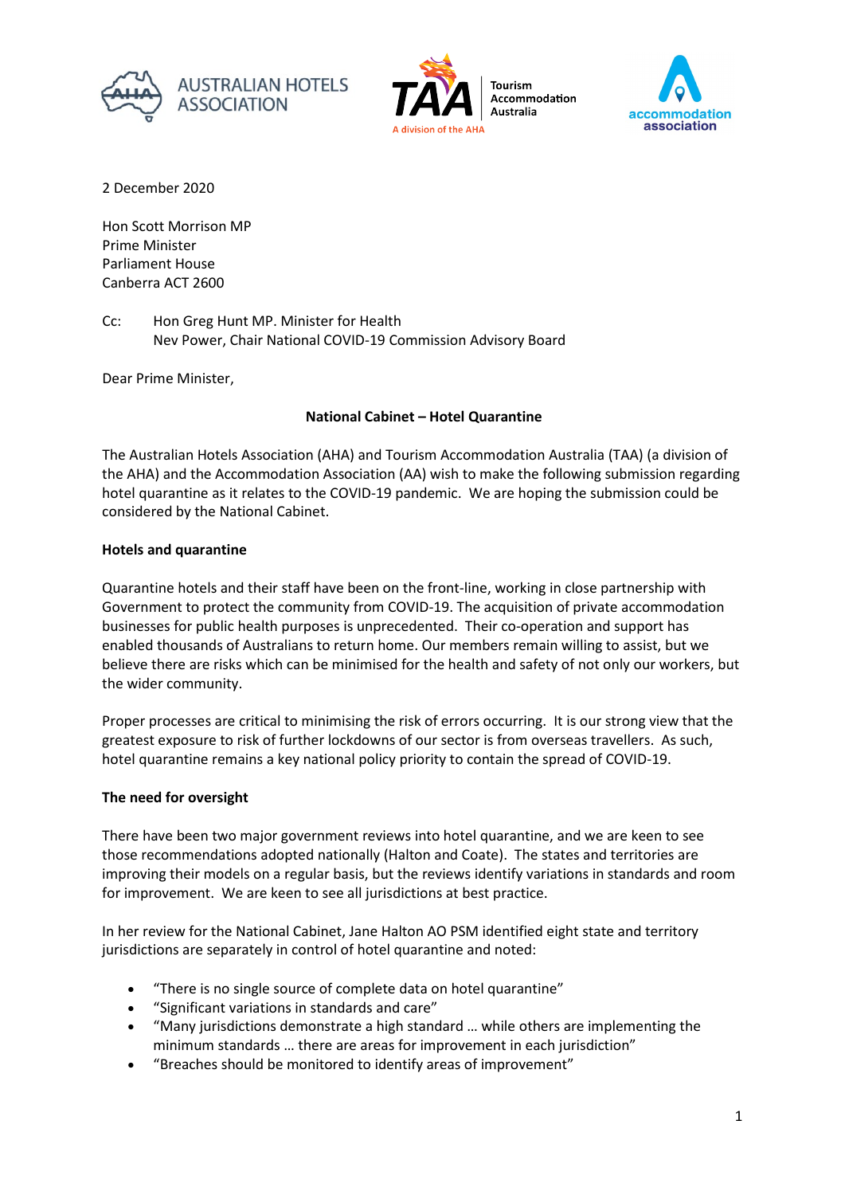2 December 2020

Hon Scott Morrison MP
Prime Minister
Parliament House
Canberra ACT 2600

Cc: Hon Greg Hunt MP. Minister for Health
Nev Power, Chair National COVID-19 Commission Advisory Board

Dear Prime Minister,

**National Cabinet – Hotel Quarantine**

The Australian Hotels Association (AHA) and Tourism Accommodation Australia (TAA) (a division of the AHA) and the Accommodation Association (AA) wish to make the following submission regarding hotel quarantine as it relates to the COVID-19 pandemic. We are hoping the submission could be considered by the National Cabinet.

**Hotels and quarantine**

Quarantine hotels and their staff have been on the front-line, working in close partnership with Government to protect the community from COVID-19. The acquisition of private accommodation businesses for public health purposes is unprecedented. Their co-operation and support has enabled thousands of Australians to return home. Our members remain willing to assist, but we believe there are risks which can be minimised for the health and safety of not only our workers, but the wider community.

Proper processes are critical to minimising the risk of errors occurring. It is our strong view that the greatest exposure to risk of further lockdowns of our sector is from overseas travellers. As such, hotel quarantine remains a key national policy priority to contain the spread of COVID-19.

**The need for oversight**

There have been two major government reviews into hotel quarantine, and we are keen to see those recommendations adopted nationally (Halton and Coate). The states and territories are improving their models on a regular basis, but the reviews identify variations in standards and room for improvement. We are keen to see all jurisdictions at best practice.

In her review for the National Cabinet, Jane Halton AO PSM identified eight state and territory jurisdictions are separately in control of hotel quarantine and noted:

- "There is no single source of complete data on hotel quarantine"
- "Significant variations in standards and care"
- "Many jurisdictions demonstrate a high standard … while others are implementing the minimum standards … there are areas for improvement in each jurisdiction"
- "Breaches should be monitored to identify areas of improvement"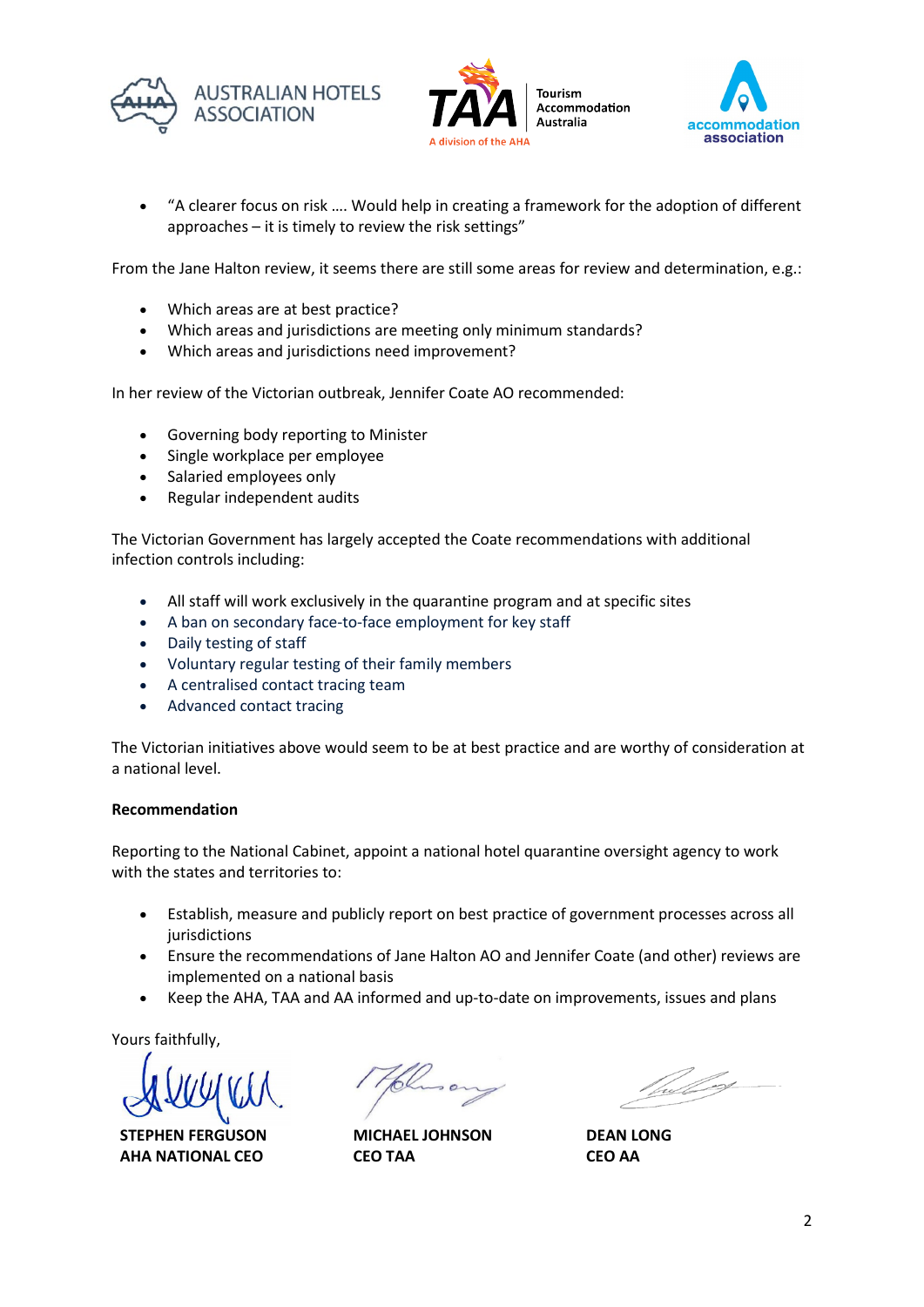- "A clearer focus on risk …. Would help in creating a framework for the adoption of different approaches – it is timely to review the risk settings"

From the Jane Halton review, it seems there are still some areas for review and determination, e.g.:

- Which areas are at best practice?
- Which areas and jurisdictions are meeting only minimum standards?
- Which areas and jurisdictions need improvement?

In her review of the Victorian outbreak, Jennifer Coate AO recommended:

- Governing body reporting to Minister
- Single workplace per employee
- Salaried employees only
- Regular independent audits

The Victorian Government has largely accepted the Coate recommendations with additional infection controls including:

- All staff will work exclusively in the quarantine program and at specific sites
- A ban on secondary face-to-face employment for key staff
- Daily testing of staff
- Voluntary regular testing of their family members
- A centralised contact tracing team
- Advanced contact tracing

The Victorian initiatives above would seem to be at best practice and are worthy of consideration at a national level.

**Recommendation**

Reporting to the National Cabinet, appoint a national hotel quarantine oversight agency to work with the states and territories to:

- Establish, measure and publicly report on best practice of government processes across all jurisdictions
- Ensure the recommendations of Jane Halton AO and Jennifer Coate (and other) reviews are implemented on a national basis
- Keep the AHA, TAA and AA informed and up-to-date on improvements, issues and plans

Yours faithfully,

**STEPHEN FERGUSON**
**AHA NATIONAL CEO**

**MICHAEL JOHNSON**
**CEO TAA**

**DEAN LONG**
**CEO AA**